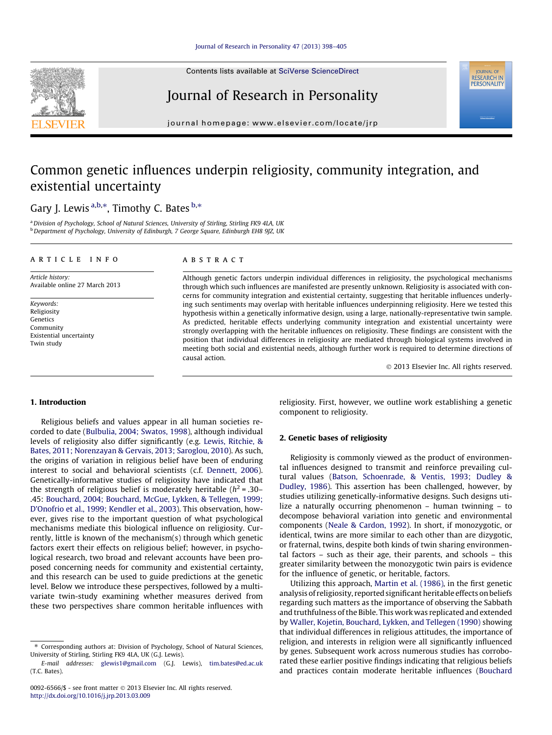# Common genetic influences underpin religiosity, community integration, and existential uncertainty

Gary J. Lewis [a,b,*], Timothy C. Bates [b,*]

[a] Division of Psychology, School of Natural Sciences, University of Stirling, Stirling FK9 4LA, UK
[b] Department of Psychology, University of Edinburgh, 7 George Square, Edinburgh EH8 9JZ, UK

## ARTICLE INFO

*Article history:*
Available online 27 March 2013

*Keywords:*
Religiosity
Genetics
Community
Existential uncertainty
Twin study

## ABSTRACT

Although genetic factors underpin individual differences in religiosity, the psychological mechanisms through which such influences are manifested are presently unknown. Religiosity is associated with concerns for community integration and existential certainty, suggesting that heritable influences underlying such sentiments may overlap with heritable influences underpinning religiosity. Here we tested this hypothesis within a genetically informative design, using a large, nationally-representative twin sample. As predicted, heritable effects underlying community integration and existential uncertainty were strongly overlapping with the heritable influences on religiosity. These findings are consistent with the position that individual differences in religiosity are mediated through biological systems involved in meeting both social and existential needs, although further work is required to determine directions of causal action.

© 2013 Elsevier Inc. All rights reserved.

## 1. Introduction

Religious beliefs and values appear in all human societies recorded to date (Bulbulia, 2004; Swatos, 1998), although individual levels of religiosity also differ significantly (e.g. Lewis, Ritchie, & Bates, 2011; Norenzayan & Gervais, 2013; Saroglou, 2010). As such, the origins of variation in religious belief have been of enduring interest to social and behavioral scientists (c.f. Dennett, 2006). Genetically-informative studies of religiosity have indicated that the strength of religious belief is moderately heritable ($h^2$ = .30–.45: Bouchard, 2004; Bouchard, McGue, Lykken, & Tellegen, 1999; D'Onofrio et al., 1999; Kendler et al., 2003). This observation, however, gives rise to the important question of what psychological mechanisms mediate this biological influence on religiosity. Currently, little is known of the mechanism(s) through which genetic factors exert their effects on religious belief; however, in psychological research, two broad and relevant accounts have been proposed concerning needs for community and existential certainty, and this research can be used to guide predictions at the genetic level. Below we introduce these perspectives, followed by a multivariate twin-study examining whether measures derived from these two perspectives share common heritable influences with religiosity. First, however, we outline work establishing a genetic component to religiosity.

## 2. Genetic bases of religiosity

Religiosity is commonly viewed as the product of environmental influences designed to transmit and reinforce prevailing cultural values (Batson, Schoenrade, & Ventis, 1993; Dudley & Dudley, 1986). This assertion has been challenged, however, by studies utilizing genetically-informative designs. Such designs utilize a naturally occurring phenomenon – human twinning – to decompose behavioral variation into genetic and environmental components (Neale & Cardon, 1992). In short, if monozygotic, or identical, twins are more similar to each other than are dizygotic, or fraternal, twins, despite both kinds of twin sharing environmental factors – such as their age, their parents, and schools – this greater similarity between the monozygotic twin pairs is evidence for the influence of genetic, or heritable, factors.

Utilizing this approach, Martin et al. (1986), in the first genetic analysis of religiosity, reported significant heritable effects on beliefs regarding such matters as the importance of observing the Sabbath and truthfulness of the Bible. This work was replicated and extended by Waller, Kojetin, Bouchard, Lykken, and Tellegen (1990) showing that individual differences in religious attitudes, the importance of religion, and interests in religion were all significantly influenced by genes. Subsequent work across numerous studies has corroborated these earlier positive findings indicating that religious beliefs and practices contain moderate heritable influences (Bouchard

* Corresponding authors at: Division of Psychology, School of Natural Sciences, University of Stirling, Stirling FK9 4LA, UK (G.J. Lewis).
E-mail addresses: glewis1@gmail.com (G.J. Lewis), tim.bates@ed.ac.uk (T.C. Bates).

0092-6566/$ - see front matter © 2013 Elsevier Inc. All rights reserved.
http://dx.doi.org/10.1016/j.jrp.2013.03.009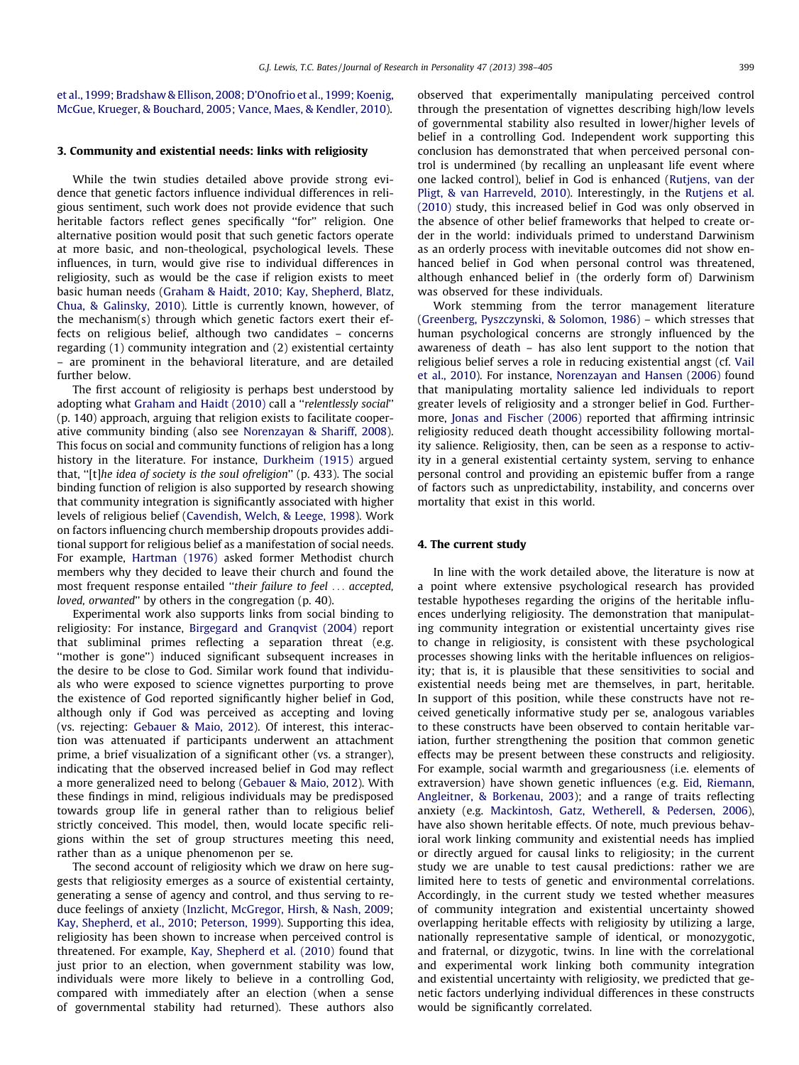et al., 1999; Bradshaw & Ellison, 2008; D'Onofrio et al., 1999; Koenig, McGue, Krueger, & Bouchard, 2005; Vance, Maes, & Kendler, 2010).

## 3. Community and existential needs: links with religiosity

While the twin studies detailed above provide strong evidence that genetic factors influence individual differences in religious sentiment, such work does not provide evidence that such heritable factors reflect genes specifically "for" religion. One alternative position would posit that such genetic factors operate at more basic, and non-theological, psychological levels. These influences, in turn, would give rise to individual differences in religiosity, such as would be the case if religion exists to meet basic human needs (Graham & Haidt, 2010; Kay, Shepherd, Blatz, Chua, & Galinsky, 2010). Little is currently known, however, of the mechanism(s) through which genetic factors exert their effects on religious belief, although two candidates – concerns regarding (1) community integration and (2) existential certainty – are prominent in the behavioral literature, and are detailed further below.

The first account of religiosity is perhaps best understood by adopting what Graham and Haidt (2010) call a "*relentlessly social*" (p. 140) approach, arguing that religion exists to facilitate cooperative community binding (also see Norenzayan & Shariff, 2008). This focus on social and community functions of religion has a long history in the literature. For instance, Durkheim (1915) argued that, "[t]*he idea of society is the soul ofreligion*" (p. 433). The social binding function of religion is also supported by research showing that community integration is significantly associated with higher levels of religious belief (Cavendish, Welch, & Leege, 1998). Work on factors influencing church membership dropouts provides additional support for religious belief as a manifestation of social needs. For example, Hartman (1976) asked former Methodist church members why they decided to leave their church and found the most frequent response entailed "*their failure to feel ... accepted, loved, orwanted*" by others in the congregation (p. 40).

Experimental work also supports links from social binding to religiosity: For instance, Birgegard and Granqvist (2004) report that subliminal primes reflecting a separation threat (e.g. "mother is gone") induced significant subsequent increases in the desire to be close to God. Similar work found that individuals who were exposed to science vignettes purporting to prove the existence of God reported significantly higher belief in God, although only if God was perceived as accepting and loving (vs. rejecting: Gebauer & Maio, 2012). Of interest, this interaction was attenuated if participants underwent an attachment prime, a brief visualization of a significant other (vs. a stranger), indicating that the observed increased belief in God may reflect a more generalized need to belong (Gebauer & Maio, 2012). With these findings in mind, religious individuals may be predisposed towards group life in general rather than to religious belief strictly conceived. This model, then, would locate specific religions within the set of group structures meeting this need, rather than as a unique phenomenon per se.

The second account of religiosity which we draw on here suggests that religiosity emerges as a source of existential certainty, generating a sense of agency and control, and thus serving to reduce feelings of anxiety (Inzlicht, McGregor, Hirsh, & Nash, 2009; Kay, Shepherd, et al., 2010; Peterson, 1999). Supporting this idea, religiosity has been shown to increase when perceived control is threatened. For example, Kay, Shepherd et al. (2010) found that just prior to an election, when government stability was low, individuals were more likely to believe in a controlling God, compared with immediately after an election (when a sense of governmental stability had returned). These authors also observed that experimentally manipulating perceived control through the presentation of vignettes describing high/low levels of governmental stability also resulted in lower/higher levels of belief in a controlling God. Independent work supporting this conclusion has demonstrated that when perceived personal control is undermined (by recalling an unpleasant life event where one lacked control), belief in God is enhanced (Rutjens, van der Pligt, & van Harreveld, 2010). Interestingly, in the Rutjens et al. (2010) study, this increased belief in God was only observed in the absence of other belief frameworks that helped to create order in the world: individuals primed to understand Darwinism as an orderly process with inevitable outcomes did not show enhanced belief in God when personal control was threatened, although enhanced belief in (the orderly form of) Darwinism was observed for these individuals.

Work stemming from the terror management literature (Greenberg, Pyszczynski, & Solomon, 1986) – which stresses that human psychological concerns are strongly influenced by the awareness of death – has also lent support to the notion that religious belief serves a role in reducing existential angst (cf. Vail et al., 2010). For instance, Norenzayan and Hansen (2006) found that manipulating mortality salience led individuals to report greater levels of religiosity and a stronger belief in God. Furthermore, Jonas and Fischer (2006) reported that affirming intrinsic religiosity reduced death thought accessibility following mortality salience. Religiosity, then, can be seen as a response to activity in a general existential certainty system, serving to enhance personal control and providing an epistemic buffer from a range of factors such as unpredictability, instability, and concerns over mortality that exist in this world.

## 4. The current study

In line with the work detailed above, the literature is now at a point where extensive psychological research has provided testable hypotheses regarding the origins of the heritable influences underlying religiosity. The demonstration that manipulating community integration or existential uncertainty gives rise to change in religiosity, is consistent with these psychological processes showing links with the heritable influences on religiosity; that is, it is plausible that these sensitivities to social and existential needs being met are themselves, in part, heritable. In support of this position, while these constructs have not received genetically informative study per se, analogous variables to these constructs have been observed to contain heritable variation, further strengthening the position that common genetic effects may be present between these constructs and religiosity. For example, social warmth and gregariousness (i.e. elements of extraversion) have shown genetic influences (e.g. Eid, Riemann, Angleitner, & Borkenau, 2003); and a range of traits reflecting anxiety (e.g. Mackintosh, Gatz, Wetherell, & Pedersen, 2006), have also shown heritable effects. Of note, much previous behavioral work linking community and existential needs has implied or directly argued for causal links to religiosity; in the current study we are unable to test causal predictions: rather we are limited here to tests of genetic and environmental correlations. Accordingly, in the current study we tested whether measures of community integration and existential uncertainty showed overlapping heritable effects with religiosity by utilizing a large, nationally representative sample of identical, or monozygotic, and fraternal, or dizygotic, twins. In line with the correlational and experimental work linking both community integration and existential uncertainty with religiosity, we predicted that genetic factors underlying individual differences in these constructs would be significantly correlated.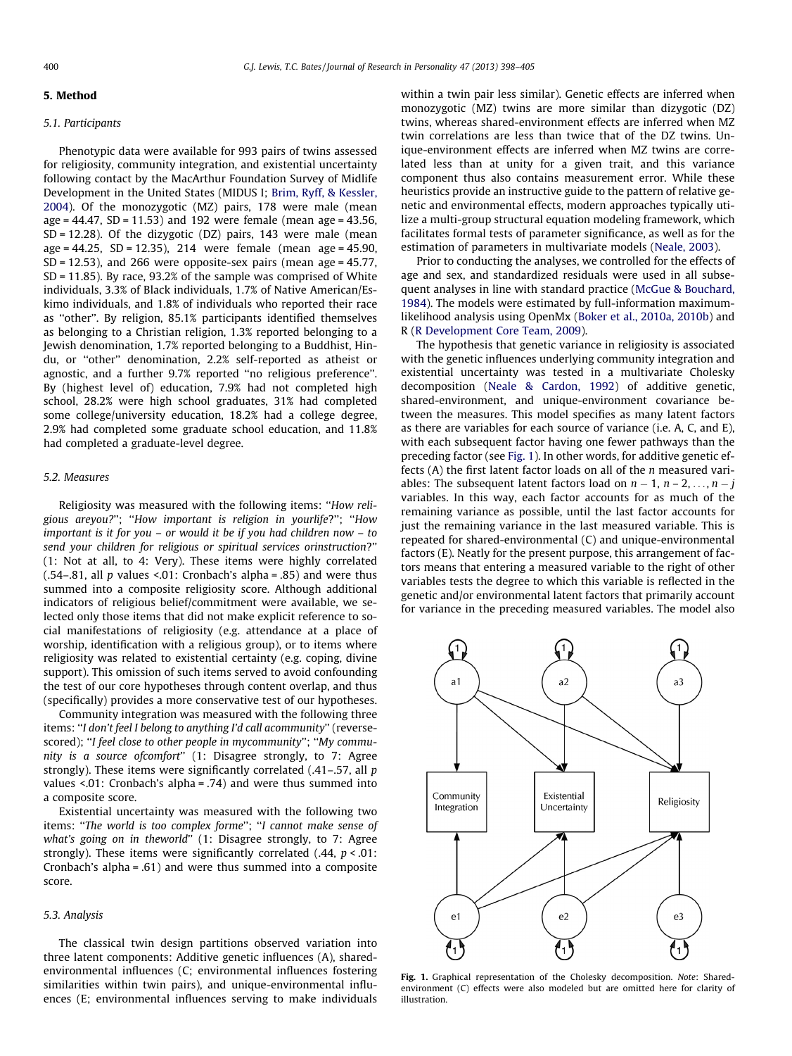## 5. Method

### 5.1. Participants

Phenotypic data were available for 993 pairs of twins assessed for religiosity, community integration, and existential uncertainty following contact by the MacArthur Foundation Survey of Midlife Development in the United States (MIDUS I; Brim, Ryff, & Kessler, 2004). Of the monozygotic (MZ) pairs, 178 were male (mean age = 44.47, SD = 11.53) and 192 were female (mean age = 43.56, SD = 12.28). Of the dizygotic (DZ) pairs, 143 were male (mean age = 44.25, SD = 12.35), 214 were female (mean age = 45.90, SD = 12.53), and 266 were opposite-sex pairs (mean age = 45.77, SD = 11.85). By race, 93.2% of the sample was comprised of White individuals, 3.3% of Black individuals, 1.7% of Native American/Eskimo individuals, and 1.8% of individuals who reported their race as "other". By religion, 85.1% participants identified themselves as belonging to a Christian religion, 1.3% reported belonging to a Jewish denomination, 1.7% reported belonging to a Buddhist, Hindu, or "other" denomination, 2.2% self-reported as atheist or agnostic, and a further 9.7% reported "no religious preference". By (highest level of) education, 7.9% had not completed high school, 28.2% were high school graduates, 31% had completed some college/university education, 18.2% had a college degree, 2.9% had completed some graduate school education, and 11.8% had completed a graduate-level degree.

### 5.2. Measures

Religiosity was measured with the following items: "*How religious areyou?*"; "*How important is religion in yourlife*?"; "*How important is it for you – or would it be if you had children now – to send your children for religious or spiritual services orinstruction*?" (1: Not at all, to 4: Very). These items were highly correlated (.54–.81, all $p$ values <.01: Cronbach's alpha = .85) and were thus summed into a composite religiosity score. Although additional indicators of religious belief/commitment were available, we selected only those items that did not make explicit reference to social manifestations of religiosity (e.g. attendance at a place of worship, identification with a religious group), or to items where religiosity was related to existential certainty (e.g. coping, divine support). This omission of such items served to avoid confounding the test of our core hypotheses through content overlap, and thus (specifically) provides a more conservative test of our hypotheses.

Community integration was measured with the following three items: "*I don't feel I belong to anything I'd call acommunity*" (reverse-scored); "*I feel close to other people in mycommunity*"; "*My community is a source ofcomfort*" (1: Disagree strongly, to 7: Agree strongly). These items were significantly correlated (.41–.57, all $p$ values <.01: Cronbach's alpha = .74) and were thus summed into a composite score.

Existential uncertainty was measured with the following two items: "*The world is too complex forme*"; "*I cannot make sense of what's going on in theworld*" (1: Disagree strongly, to 7: Agree strongly). These items were significantly correlated (.44, $p$ < .01: Cronbach's alpha = .61) and were thus summed into a composite score.

### 5.3. Analysis

The classical twin design partitions observed variation into three latent components: Additive genetic influences (A), shared-environmental influences (C; environmental influences fostering similarities within twin pairs), and unique-environmental influences (E; environmental influences serving to make individuals within a twin pair less similar). Genetic effects are inferred when monozygotic (MZ) twins are more similar than dizygotic (DZ) twins, whereas shared-environment effects are inferred when MZ twin correlations are less than twice that of the DZ twins. Unique-environment effects are inferred when MZ twins are correlated less than at unity for a given trait, and this variance component thus also contains measurement error. While these heuristics provide an instructive guide to the pattern of relative genetic and environmental effects, modern approaches typically utilize a multi-group structural equation modeling framework, which facilitates formal tests of parameter significance, as well as for the estimation of parameters in multivariate models (Neale, 2003).

Prior to conducting the analyses, we controlled for the effects of age and sex, and standardized residuals were used in all subsequent analyses in line with standard practice (McGue & Bouchard, 1984). The models were estimated by full-information maximum-likelihood analysis using OpenMx (Boker et al., 2010a, 2010b) and R (R Development Core Team, 2009).

The hypothesis that genetic variance in religiosity is associated with the genetic influences underlying community integration and existential uncertainty was tested in a multivariate Cholesky decomposition (Neale & Cardon, 1992) of additive genetic, shared-environment, and unique-environment covariance between the measures. This model specifies as many latent factors as there are variables for each source of variance (i.e. A, C, and E), with each subsequent factor having one fewer pathways than the preceding factor (see Fig. 1). In other words, for additive genetic effects (A) the first latent factor loads on all of the $n$ measured variables: The subsequent latent factors load on $n-1$, $n-2, \ldots, n-j$ variables. In this way, each factor accounts for as much of the remaining variance as possible, until the last factor accounts for just the remaining variance in the last measured variable. This is repeated for shared-environmental (C) and unique-environmental factors (E). Neatly for the present purpose, this arrangement of factors means that entering a measured variable to the right of other variables tests the degree to which this variable is reflected in the genetic and/or environmental latent factors that primarily account for variance in the preceding measured variables. The model also

**Fig. 1.** Graphical representation of the Cholesky decomposition. *Note*: Shared-environment (C) effects were also modeled but are omitted here for clarity of illustration.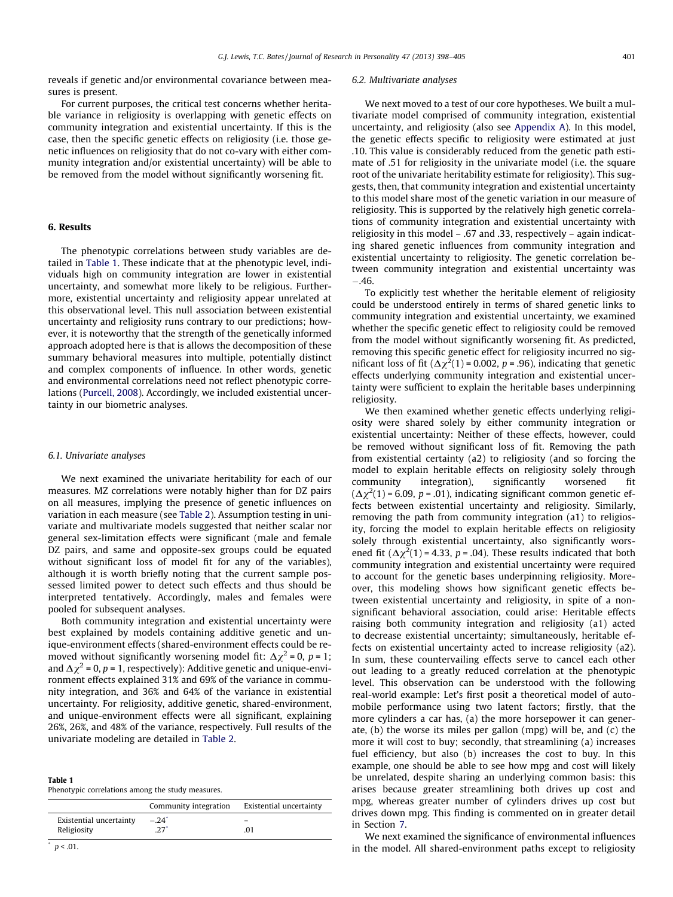reveals if genetic and/or environmental covariance between measures is present.

For current purposes, the critical test concerns whether heritable variance in religiosity is overlapping with genetic effects on community integration and existential uncertainty. If this is the case, then the specific genetic effects on religiosity (i.e. those genetic influences on religiosity that do not co-vary with either community integration and/or existential uncertainty) will be able to be removed from the model without significantly worsening fit.

## 6. Results

The phenotypic correlations between study variables are detailed in Table 1. These indicate that at the phenotypic level, individuals high on community integration are lower in existential uncertainty, and somewhat more likely to be religious. Furthermore, existential uncertainty and religiosity appear unrelated at this observational level. This null association between existential uncertainty and religiosity runs contrary to our predictions; however, it is noteworthy that the strength of the genetically informed approach adopted here is that is allows the decomposition of these summary behavioral measures into multiple, potentially distinct and complex components of influence. In other words, genetic and environmental correlations need not reflect phenotypic correlations (Purcell, 2008). Accordingly, we included existential uncertainty in our biometric analyses.

### 6.1. Univariate analyses

We next examined the univariate heritability for each of our measures. MZ correlations were notably higher than for DZ pairs on all measures, implying the presence of genetic influences on variation in each measure (see Table 2). Assumption testing in univariate and multivariate models suggested that neither scalar nor general sex-limitation effects were significant (male and female DZ pairs, and same and opposite-sex groups could be equated without significant loss of model fit for any of the variables), although it is worth briefly noting that the current sample possessed limited power to detect such effects and thus should be interpreted tentatively. Accordingly, males and females were pooled for subsequent analyses.

Both community integration and existential uncertainty were best explained by models containing additive genetic and unique-environment effects (shared-environment effects could be removed without significantly worsening model fit: $\Delta\chi^2 = 0$, $p = 1$; and $\Delta\chi^2 = 0$, $p = 1$, respectively): Additive genetic and unique-environment effects explained 31% and 69% of the variance in community integration, and 36% and 64% of the variance in existential uncertainty. For religiosity, additive genetic, shared-environment, and unique-environment effects were all significant, explaining 26%, 26%, and 48% of the variance, respectively. Full results of the univariate modeling are detailed in Table 2.

**Table 1**
Phenotypic correlations among the study measures.

| | Community integration | Existential uncertainty |
|---|---|---|
| Existential uncertainty | −.24* | – |
| Religiosity | .27* | .01 |

* $p < .01$.

### 6.2. Multivariate analyses

We next moved to a test of our core hypotheses. We built a multivariate model comprised of community integration, existential uncertainty, and religiosity (also see Appendix A). In this model, the genetic effects specific to religiosity were estimated at just .10. This value is considerably reduced from the genetic path estimate of .51 for religiosity in the univariate model (i.e. the square root of the univariate heritability estimate for religiosity). This suggests, then, that community integration and existential uncertainty to this model share most of the genetic variation in our measure of religiosity. This is supported by the relatively high genetic correlations of community integration and existential uncertainty with religiosity in this model – .67 and .33, respectively – again indicating shared genetic influences from community integration and existential uncertainty to religiosity. The genetic correlation between community integration and existential uncertainty was −.46.

To explicitly test whether the heritable element of religiosity could be understood entirely in terms of shared genetic links to community integration and existential uncertainty, we examined whether the specific genetic effect to religiosity could be removed from the model without significantly worsening fit. As predicted, removing this specific genetic effect for religiosity incurred no significant loss of fit ($\Delta\chi^2(1) = 0.002$, $p = .96$), indicating that genetic effects underlying community integration and existential uncertainty were sufficient to explain the heritable bases underpinning religiosity.

We then examined whether genetic effects underlying religiosity were shared solely by either community integration or existential uncertainty: Neither of these effects, however, could be removed without significant loss of fit. Removing the path from existential certainty (a2) to religiosity (and so forcing the model to explain heritable effects on religiosity solely through community integration), significantly worsened fit ($\Delta\chi^2(1) = 6.09$, $p = .01$), indicating significant common genetic effects between existential uncertainty and religiosity. Similarly, removing the path from community integration (a1) to religiosity, forcing the model to explain heritable effects on religiosity solely through existential uncertainty, also significantly worsened fit ($\Delta\chi^2(1) = 4.33$, $p = .04$). These results indicated that both community integration and existential uncertainty were required to account for the genetic bases underpinning religiosity. Moreover, this modeling shows how significant genetic effects between existential uncertainty and religiosity, in spite of a non-significant behavioral association, could arise: Heritable effects raising both community integration and religiosity (a1) acted to decrease existential uncertainty; simultaneously, heritable effects on existential uncertainty acted to increase religiosity (a2). In sum, these countervailing effects serve to cancel each other out leading to a greatly reduced correlation at the phenotypic level. This observation can be understood with the following real-world example: Let's first posit a theoretical model of automobile performance using two latent factors; firstly, that the more cylinders a car has, (a) the more horsepower it can generate, (b) the worse its miles per gallon (mpg) will be, and (c) the more it will cost to buy; secondly, that streamlining (a) increases fuel efficiency, but also (b) increases the cost to buy. In this example, one should be able to see how mpg and cost will likely be unrelated, despite sharing an underlying common basis: this arises because greater streamlining both drives up cost and mpg, whereas greater number of cylinders drives up cost but drives down mpg. This finding is commented on in greater detail in Section 7.

We next examined the significance of environmental influences in the model. All shared-environment paths except to religiosity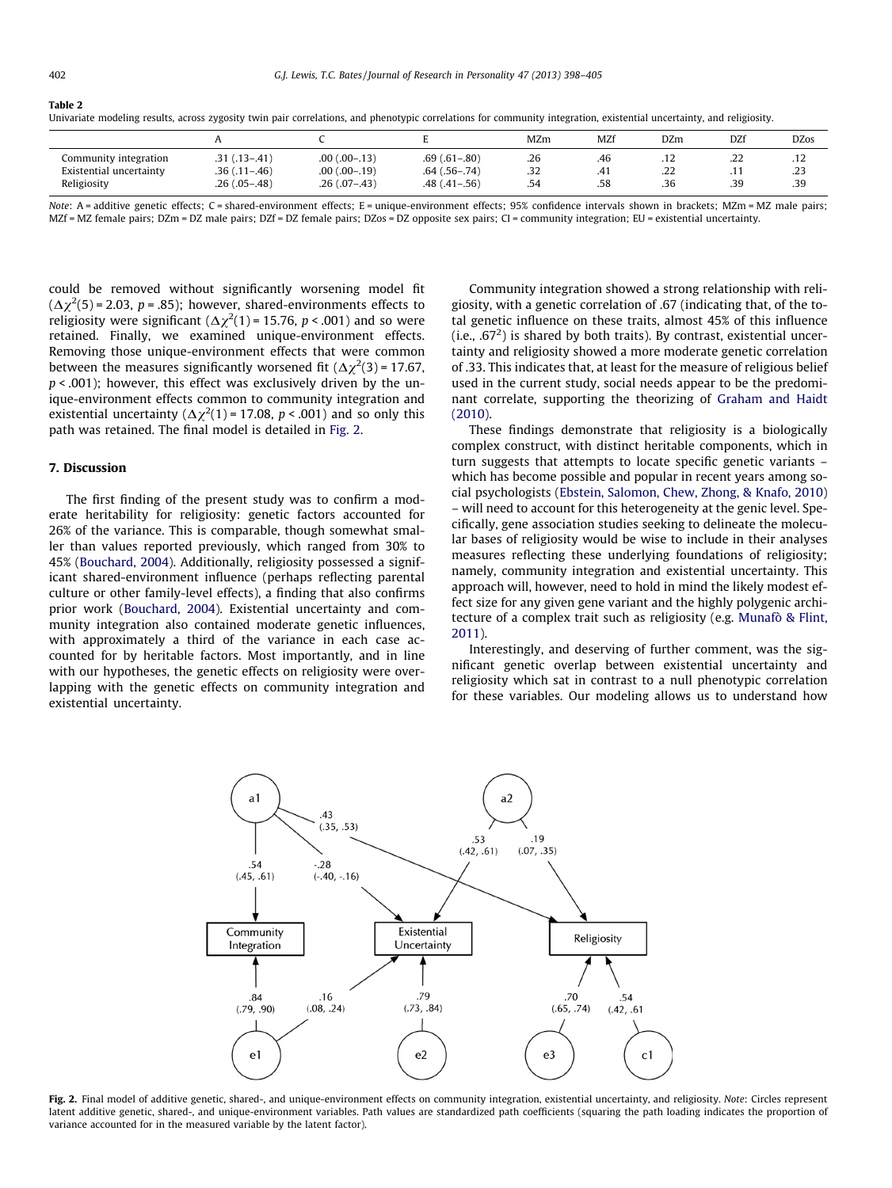**Table 2**
Univariate modeling results, across zygosity twin pair correlations, and phenotypic correlations for community integration, existential uncertainty, and religiosity.

| | A | C | E | MZm | MZf | DZm | DZf | DZos |
|---|---|---|---|---|---|---|---|---|
| Community integration | .31 (.13–.41) | .00 (.00–.13) | .69 (.61–.80) | .26 | .46 | .12 | .22 | .12 |
| Existential uncertainty | .36 (.11–.46) | .00 (.00–.19) | .64 (.56–.74) | .32 | .41 | .22 | .11 | .23 |
| Religiosity | .26 (.05–.48) | .26 (.07–.43) | .48 (.41–.56) | .54 | .58 | .36 | .39 | .39 |

*Note*: A = additive genetic effects; C = shared-environment effects; E = unique-environment effects; 95% confidence intervals shown in brackets; MZm = MZ male pairs; MZf = MZ female pairs; DZm = DZ male pairs; DZf = DZ female pairs; DZos = DZ opposite sex pairs; CI = community integration; EU = existential uncertainty.

could be removed without significantly worsening model fit ($\Delta\chi^2(5) = 2.03$, $p = .85$); however, shared-environments effects to religiosity were significant ($\Delta\chi^2(1) = 15.76$, $p < .001$) and so were retained. Finally, we examined unique-environment effects. Removing those unique-environment effects that were common between the measures significantly worsened fit ($\Delta\chi^2(3) = 17.67$, $p < .001$); however, this effect was exclusively driven by the unique-environment effects common to community integration and existential uncertainty ($\Delta\chi^2(1) = 17.08$, $p < .001$) and so only this path was retained. The final model is detailed in Fig. 2.

## 7. Discussion

The first finding of the present study was to confirm a moderate heritability for religiosity: genetic factors accounted for 26% of the variance. This is comparable, though somewhat smaller than values reported previously, which ranged from 30% to 45% (Bouchard, 2004). Additionally, religiosity possessed a significant shared-environment influence (perhaps reflecting parental culture or other family-level effects), a finding that also confirms prior work (Bouchard, 2004). Existential uncertainty and community integration also contained moderate genetic influences, with approximately a third of the variance in each case accounted for by heritable factors. Most importantly, and in line with our hypotheses, the genetic effects on religiosity were overlapping with the genetic effects on community integration and existential uncertainty.

Community integration showed a strong relationship with religiosity, with a genetic correlation of .67 (indicating that, of the total genetic influence on these traits, almost 45% of this influence (i.e., $.67^2$) is shared by both traits). By contrast, existential uncertainty and religiosity showed a more moderate genetic correlation of .33. This indicates that, at least for the measure of religious belief used in the current study, social needs appear to be the predominant correlate, supporting the theorizing of Graham and Haidt (2010).

These findings demonstrate that religiosity is a biologically complex construct, with distinct heritable components, which in turn suggests that attempts to locate specific genetic variants – which has become possible and popular in recent years among social psychologists (Ebstein, Salomon, Chew, Zhong, & Knafo, 2010) – will need to account for this heterogeneity at the genic level. Specifically, gene association studies seeking to delineate the molecular bases of religiosity would be wise to include in their analyses measures reflecting these underlying foundations of religiosity; namely, community integration and existential uncertainty. This approach will, however, need to hold in mind the likely modest effect size for any given gene variant and the highly polygenic architecture of a complex trait such as religiosity (e.g. Munafò & Flint, 2011).

Interestingly, and deserving of further comment, was the significant genetic overlap between existential uncertainty and religiosity which sat in contrast to a null phenotypic correlation for these variables. Our modeling allows us to understand how

**Fig. 2.** Final model of additive genetic, shared-, and unique-environment effects on community integration, existential uncertainty, and religiosity. *Note*: Circles represent latent additive genetic, shared-, and unique-environment variables. Path values are standardized path coefficients (squaring the path loading indicates the proportion of variance accounted for in the measured variable by the latent factor).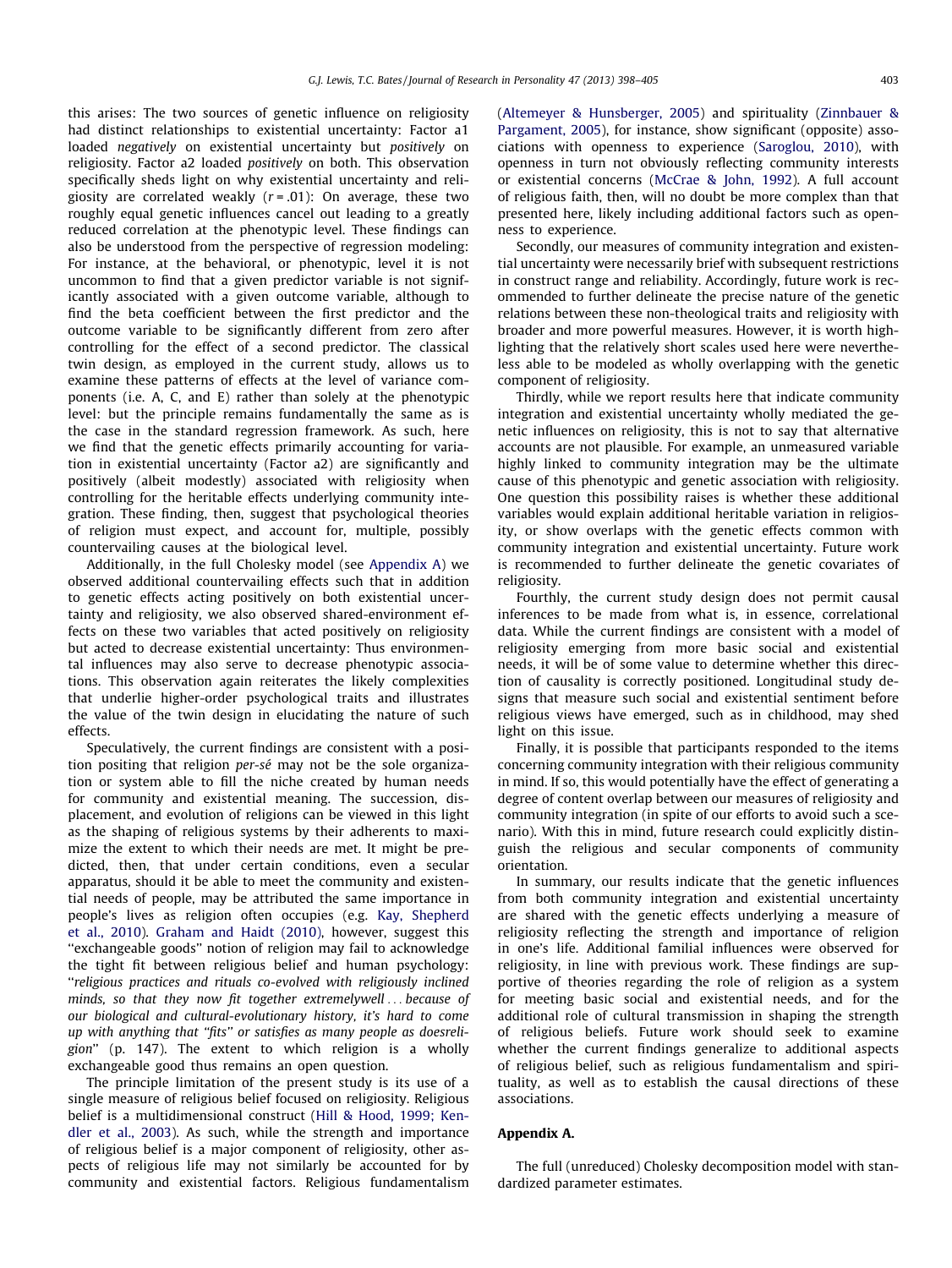this arises: The two sources of genetic influence on religiosity had distinct relationships to existential uncertainty: Factor a1 loaded *negatively* on existential uncertainty but *positively* on religiosity. Factor a2 loaded *positively* on both. This observation specifically sheds light on why existential uncertainty and religiosity are correlated weakly ($r = .01$): On average, these two roughly equal genetic influences cancel out leading to a greatly reduced correlation at the phenotypic level. These findings can also be understood from the perspective of regression modeling: For instance, at the behavioral, or phenotypic, level it is not uncommon to find that a given predictor variable is not significantly associated with a given outcome variable, although to find the beta coefficient between the first predictor and the outcome variable to be significantly different from zero after controlling for the effect of a second predictor. The classical twin design, as employed in the current study, allows us to examine these patterns of effects at the level of variance components (i.e. A, C, and E) rather than solely at the phenotypic level: but the principle remains fundamentally the same as is the case in the standard regression framework. As such, here we find that the genetic effects primarily accounting for variation in existential uncertainty (Factor a2) are significantly and positively (albeit modestly) associated with religiosity when controlling for the heritable effects underlying community integration. These finding, then, suggest that psychological theories of religion must expect, and account for, multiple, possibly countervailing causes at the biological level.

Additionally, in the full Cholesky model (see Appendix A) we observed additional countervailing effects such that in addition to genetic effects acting positively on both existential uncertainty and religiosity, we also observed shared-environment effects on these two variables that acted positively on religiosity but acted to decrease existential uncertainty: Thus environmental influences may also serve to decrease phenotypic associations. This observation again reiterates the likely complexities that underlie higher-order psychological traits and illustrates the value of the twin design in elucidating the nature of such effects.

Speculatively, the current findings are consistent with a position positing that religion *per-sé* may not be the sole organization or system able to fill the niche created by human needs for community and existential meaning. The succession, displacement, and evolution of religions can be viewed in this light as the shaping of religious systems by their adherents to maximize the extent to which their needs are met. It might be predicted, then, that under certain conditions, even a secular apparatus, should it be able to meet the community and existential needs of people, may be attributed the same importance in people's lives as religion often occupies (e.g. Kay, Shepherd et al., 2010). Graham and Haidt (2010), however, suggest this "exchangeable goods" notion of religion may fail to acknowledge the tight fit between religious belief and human psychology: "*religious practices and rituals co-evolved with religiously inclined minds, so that they now fit together extremelywell . . . because of our biological and cultural-evolutionary history, it's hard to come up with anything that "fits" or satisfies as many people as doesreligion*" (p. 147). The extent to which religion is a wholly exchangeable good thus remains an open question.

The principle limitation of the present study is its use of a single measure of religious belief focused on religiosity. Religious belief is a multidimensional construct (Hill & Hood, 1999; Kendler et al., 2003). As such, while the strength and importance of religious belief is a major component of religiosity, other aspects of religious life may not similarly be accounted for by community and existential factors. Religious fundamentalism (Altemeyer & Hunsberger, 2005) and spirituality (Zinnbauer & Pargament, 2005), for instance, show significant (opposite) associations with openness to experience (Saroglou, 2010), with openness in turn not obviously reflecting community interests or existential concerns (McCrae & John, 1992). A full account of religious faith, then, will no doubt be more complex than that presented here, likely including additional factors such as openness to experience.

Secondly, our measures of community integration and existential uncertainty were necessarily brief with subsequent restrictions in construct range and reliability. Accordingly, future work is recommended to further delineate the precise nature of the genetic relations between these non-theological traits and religiosity with broader and more powerful measures. However, it is worth highlighting that the relatively short scales used here were nevertheless able to be modeled as wholly overlapping with the genetic component of religiosity.

Thirdly, while we report results here that indicate community integration and existential uncertainty wholly mediated the genetic influences on religiosity, this is not to say that alternative accounts are not plausible. For example, an unmeasured variable highly linked to community integration may be the ultimate cause of this phenotypic and genetic association with religiosity. One question this possibility raises is whether these additional variables would explain additional heritable variation in religiosity, or show overlaps with the genetic effects common with community integration and existential uncertainty. Future work is recommended to further delineate the genetic covariates of religiosity.

Fourthly, the current study design does not permit causal inferences to be made from what is, in essence, correlational data. While the current findings are consistent with a model of religiosity emerging from more basic social and existential needs, it will be of some value to determine whether this direction of causality is correctly positioned. Longitudinal study designs that measure such social and existential sentiment before religious views have emerged, such as in childhood, may shed light on this issue.

Finally, it is possible that participants responded to the items concerning community integration with their religious community in mind. If so, this would potentially have the effect of generating a degree of content overlap between our measures of religiosity and community integration (in spite of our efforts to avoid such a scenario). With this in mind, future research could explicitly distinguish the religious and secular components of community orientation.

In summary, our results indicate that the genetic influences from both community integration and existential uncertainty are shared with the genetic effects underlying a measure of religiosity reflecting the strength and importance of religion in one's life. Additional familial influences were observed for religiosity, in line with previous work. These findings are supportive of theories regarding the role of religion as a system for meeting basic social and existential needs, and for the additional role of cultural transmission in shaping the strength of religious beliefs. Future work should seek to examine whether the current findings generalize to additional aspects of religious belief, such as religious fundamentalism and spirituality, as well as to establish the causal directions of these associations.

## Appendix A.

The full (unreduced) Cholesky decomposition model with standardized parameter estimates.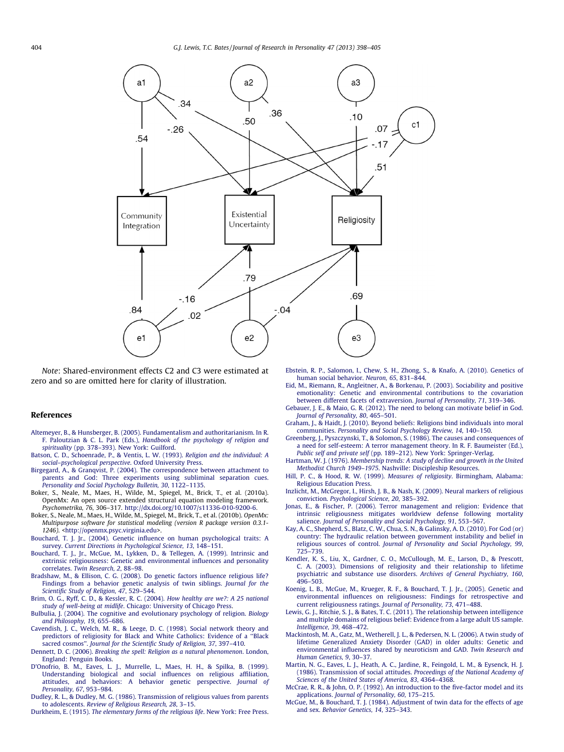*Note*: Shared-environment effects C2 and C3 were estimated at zero and so are omitted here for clarity of illustration.

## References

Altemeyer, B., & Hunsberger, B. (2005). Fundamentalism and authoritarianism. In R. F. Paloutzian & C. L. Park (Eds.), *Handbook of the psychology of religion and spirituality* (pp. 378–393). New York: Guilford.

Batson, C. D., Schoenrade, P., & Ventis, L. W. (1993). *Religion and the individual: A social–psychological perspective*. Oxford University Press.

Birgegard, A., & Granqvist, P. (2004). The correspondence between attachment to parents and God: Three experiments using subliminal separation cues. *Personality and Social Psychology Bulletin, 30*, 1122–1135.

Boker, S., Neale, M., Maes, H., Wilde, M., Spiegel, M., Brick, T., et al. (2010a). OpenMx: An open source extended structural equation modeling framework. *Psychometrika, 76*, 306–317. http://dx.doi.org/10.1007/s11336-010-9200-6.

Boker, S., Neale, M., Maes, H., Wilde, M., Spiegel, M., Brick, T., et al. (2010b). *OpenMx: Multipurpose software for statistical modeling (version R package version 0.3.1-1246)*. <http://openmx.psyc.virginia.edu>.

Bouchard, T. J. Jr., (2004). Genetic influence on human psychological traits: A survey. *Current Directions in Psychological Science, 13*, 148–151.

Bouchard, T. J. Jr., McGue, M., Lykken, D., & Tellegen, A. (1999). Intrinsic and extrinsic religiousness: Genetic and environmental influences and personality correlates. *Twin Research, 2*, 88–98.

Bradshaw, M., & Ellison, C. G. (2008). Do genetic factors influence religious life? Findings from a behavior genetic analysis of twin siblings. *Journal for the Scientific Study of Religion, 47*, 529–544.

Brim, O. G., Ryff, C. D., & Kessler, R. C. (2004). *How healthy are we?: A 25 national study of well-being at midlife*. Chicago: University of Chicago Press.

Bulbulia, J. (2004). The cognitive and evolutionary psychology of religion. *Biology and Philosophy, 19*, 655–686.

Cavendish, J. C., Welch, M. R., & Leege, D. C. (1998). Social network theory and predictors of religiosity for Black and White Catholics: Evidence of a "Black sacred cosmos". *Journal for the Scientific Study of Religion, 37*, 397–410.

Dennett, D. C. (2006). *Breaking the spell: Religion as a natural phenomenon*. London, England: Penguin Books.

D'Onofrio, B. M., Eaves, L. J., Murrelle, L., Maes, H. H., & Spilka, B. (1999). Understanding biological and social influences on religious affiliation, attitudes, and behaviors: A behavior genetic perspective. *Journal of Personality, 67*, 953–984.

Dudley, R. L., & Dudley, M. G. (1986). Transmission of religious values from parents to adolescents. *Review of Religious Research, 28*, 3–15.

Durkheim, E. (1915). *The elementary forms of the religious life*. New York: Free Press.

Ebstein, R. P., Salomon, I., Chew, S. H., Zhong, S., & Knafo, A. (2010). Genetics of human social behavior. *Neuron, 65*, 831–844.

Eid, M., Riemann, R., Angleitner, A., & Borkenau, P. (2003). Sociability and positive emotionality: Genetic and environmental contributions to the covariation between different facets of extraversion. *Journal of Personality, 71*, 319–346.

Gebauer, J. E., & Maio, G. R. (2012). The need to belong can motivate belief in God. *Journal of Personality, 80*, 465–501.

Graham, J., & Haidt, J. (2010). Beyond beliefs: Religions bind individuals into moral communities. *Personality and Social Psychology Review, 14*, 140–150.

Greenberg, J., Pyszczynski, T., & Solomon, S. (1986). The causes and consequences of a need for self-esteem: A terror management theory. In R. F. Baumeister (Ed.), *Public self and private self* (pp. 189–212). New York: Springer-Verlag.

Hartman, W. J. (1976). *Membership trends: A study of decline and growth in the United Methodist Church 1949–1975*. Nashville: Discipleship Resources.

Hill, P. C., & Hood, R. W. (1999). *Measures of religiosity*. Birmingham, Alabama: Religious Education Press.

Inzlicht, M., McGregor, I., Hirsh, J. B., & Nash, K. (2009). Neural markers of religious conviction. *Psychological Science, 20*, 385–392.

Jonas, E., & Fischer, P. (2006). Terror management and religion: Evidence that intrinsic religiousness mitigates worldview defense following mortality salience. *Journal of Personality and Social Psychology, 91*, 553–567.

Kay, A. C., Shepherd, S., Blatz, C. W., Chua, S. N., & Galinsky, A. D. (2010). For God (or) country: The hydraulic relation between government instability and belief in religious sources of control. *Journal of Personality and Social Psychology, 99*, 725–739.

Kendler, K. S., Liu, X., Gardner, C. O., McCullough, M. E., Larson, D., & Prescott, C. A. (2003). Dimensions of religiosity and their relationship to lifetime psychiatric and substance use disorders. *Archives of General Psychiatry, 160*, 496–503.

Koenig, L. B., McGue, M., Krueger, R. F., & Bouchard, T. J. Jr., (2005). Genetic and environmental influences on religiousness: Findings for retrospective and current religiousness ratings. *Journal of Personality, 73*, 471–488.

Lewis, G. J., Ritchie, S. J., & Bates, T. C. (2011). The relationship between intelligence and multiple domains of religious belief: Evidence from a large adult US sample. *Intelligence, 39*, 468–472.

Mackintosh, M. A., Gatz, M., Wetherell, J. L., & Pedersen, N. L. (2006). A twin study of lifetime Generalized Anxiety Disorder (GAD) in older adults: Genetic and environmental influences shared by neuroticism and GAD. *Twin Research and Human Genetics, 9*, 30–37.

Martin, N. G., Eaves, L. J., Heath, A. C., Jardine, R., Feingold, L. M., & Eysenck, H. J. (1986). Transmission of social attitudes. *Proceedings of the National Academy of Sciences of the United States of America, 83*, 4364–4368.

McCrae, R. R., & John, O. P. (1992). An introduction to the five-factor model and its applications. *Journal of Personality, 60*, 175–215.

McGue, M., & Bouchard, T. J. (1984). Adjustment of twin data for the effects of age and sex. *Behavior Genetics, 14*, 325–343.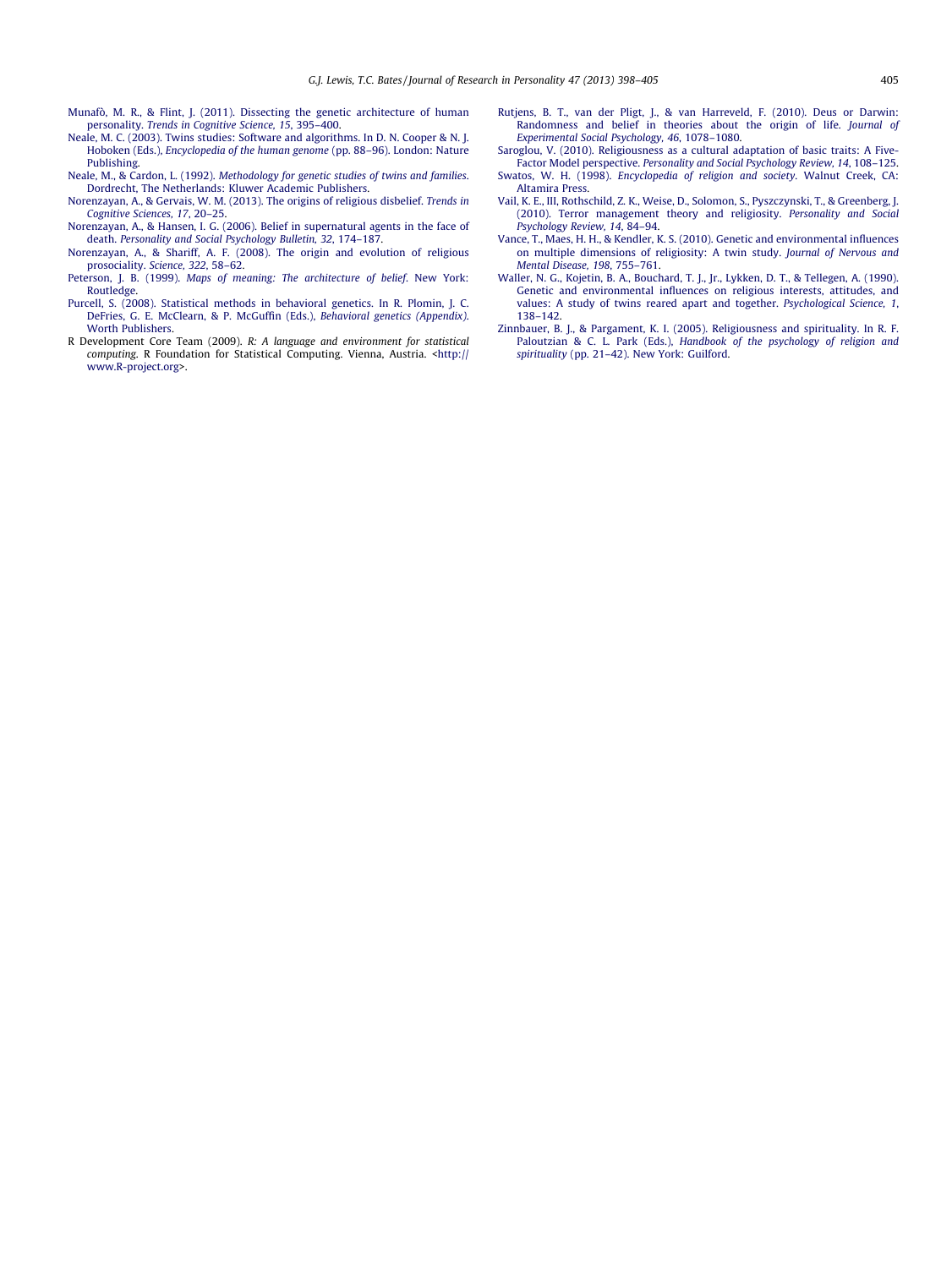Munafò, M. R., & Flint, J. (2011). Dissecting the genetic architecture of human personality. *Trends in Cognitive Science, 15*, 395–400.

Neale, M. C. (2003). Twins studies: Software and algorithms. In D. N. Cooper & N. J. Hoboken (Eds.), *Encyclopedia of the human genome* (pp. 88–96). London: Nature Publishing.

Neale, M., & Cardon, L. (1992). *Methodology for genetic studies of twins and families*. Dordrecht, The Netherlands: Kluwer Academic Publishers.

Norenzayan, A., & Gervais, W. M. (2013). The origins of religious disbelief. *Trends in Cognitive Sciences, 17*, 20–25.

Norenzayan, A., & Hansen, I. G. (2006). Belief in supernatural agents in the face of death. *Personality and Social Psychology Bulletin, 32*, 174–187.

Norenzayan, A., & Shariff, A. F. (2008). The origin and evolution of religious prosociality. *Science, 322*, 58–62.

Peterson, J. B. (1999). *Maps of meaning: The architecture of belief*. New York: Routledge.

Purcell, S. (2008). Statistical methods in behavioral genetics. In R. Plomin, J. C. DeFries, G. E. McClearn, & P. McGuffin (Eds.), *Behavioral genetics (Appendix)*. Worth Publishers.

R Development Core Team (2009). *R: A language and environment for statistical computing*. R Foundation for Statistical Computing. Vienna, Austria. <http://www.R-project.org>.

Rutjens, B. T., van der Pligt, J., & van Harreveld, F. (2010). Deus or Darwin: Randomness and belief in theories about the origin of life. *Journal of Experimental Social Psychology, 46*, 1078–1080.

Saroglou, V. (2010). Religiousness as a cultural adaptation of basic traits: A Five-Factor Model perspective. *Personality and Social Psychology Review, 14*, 108–125.

Swatos, W. H. (1998). *Encyclopedia of religion and society*. Walnut Creek, CA: Altamira Press.

Vail, K. E., III, Rothschild, Z. K., Weise, D., Solomon, S., Pyszczynski, T., & Greenberg, J. (2010). Terror management theory and religiosity. *Personality and Social Psychology Review, 14*, 84–94.

Vance, T., Maes, H. H., & Kendler, K. S. (2010). Genetic and environmental influences on multiple dimensions of religiosity: A twin study. *Journal of Nervous and Mental Disease, 198*, 755–761.

Waller, N. G., Kojetin, B. A., Bouchard, T. J., Jr., Lykken, D. T., & Tellegen, A. (1990). Genetic and environmental influences on religious interests, attitudes, and values: A study of twins reared apart and together. *Psychological Science, 1*, 138–142.

Zinnbauer, B. J., & Pargament, K. I. (2005). Religiousness and spirituality. In R. F. Paloutzian & C. L. Park (Eds.), *Handbook of the psychology of religion and spirituality* (pp. 21–42). New York: Guilford.